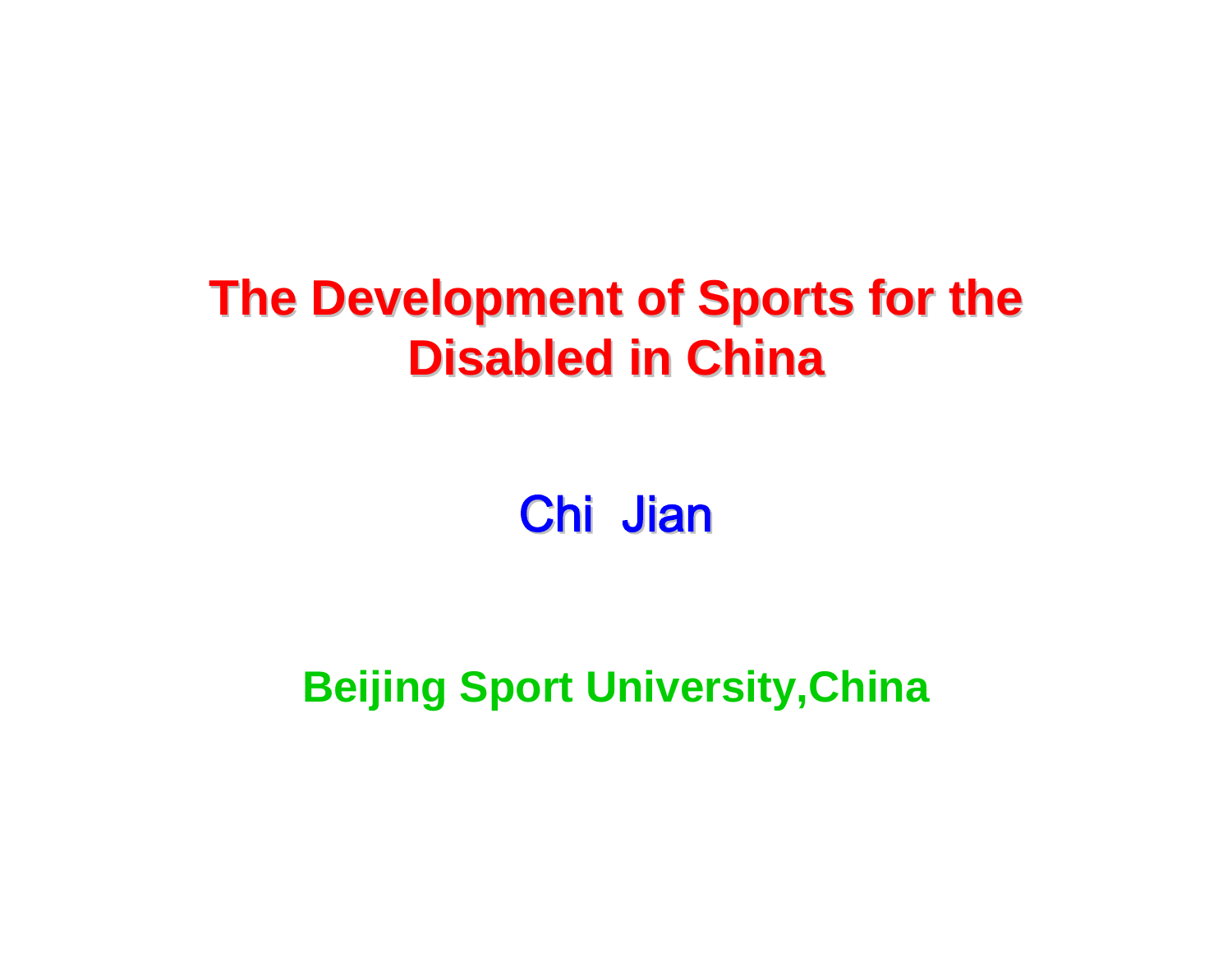# The Development of Sports for the Disabled in China

Chi Jian

**Beijing Sport University,China**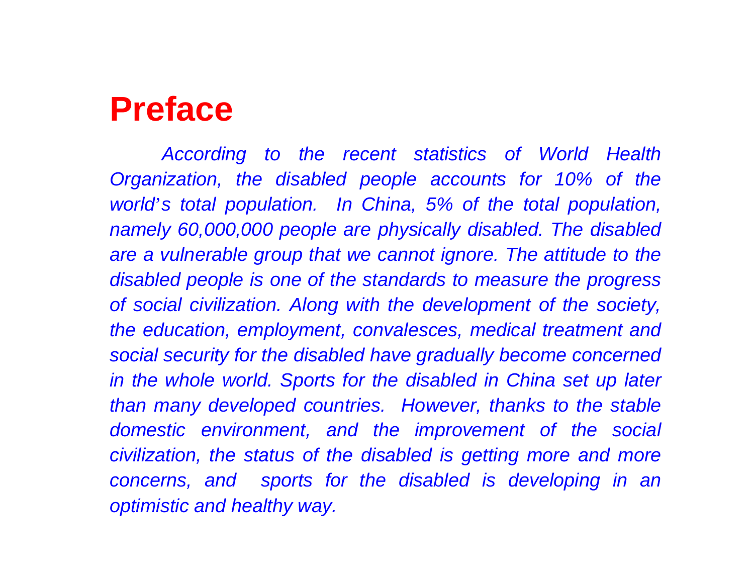# Preface

*According to the recent statistics of World Health Organization, the disabled people accounts for 10% of the world's total population. In China, 5% of the total population, namely 60,000,000 people are physically disabled. The disabled are a vulnerable group that we cannot ignore. The attitude to the disabled people is one of the standards to measure the progress of social civilization. Along with the development of the society, the education, employment, convalesces, medical treatment and social security for the disabled have gradually become concerned in the whole world. Sports for the disabled in China set up later than many developed countries. However, thanks to the stable domestic environment, and the improvement of the social civilization, the status of the disabled is getting more and more concerns, and sports for the disabled is developing in an optimistic and healthy way.*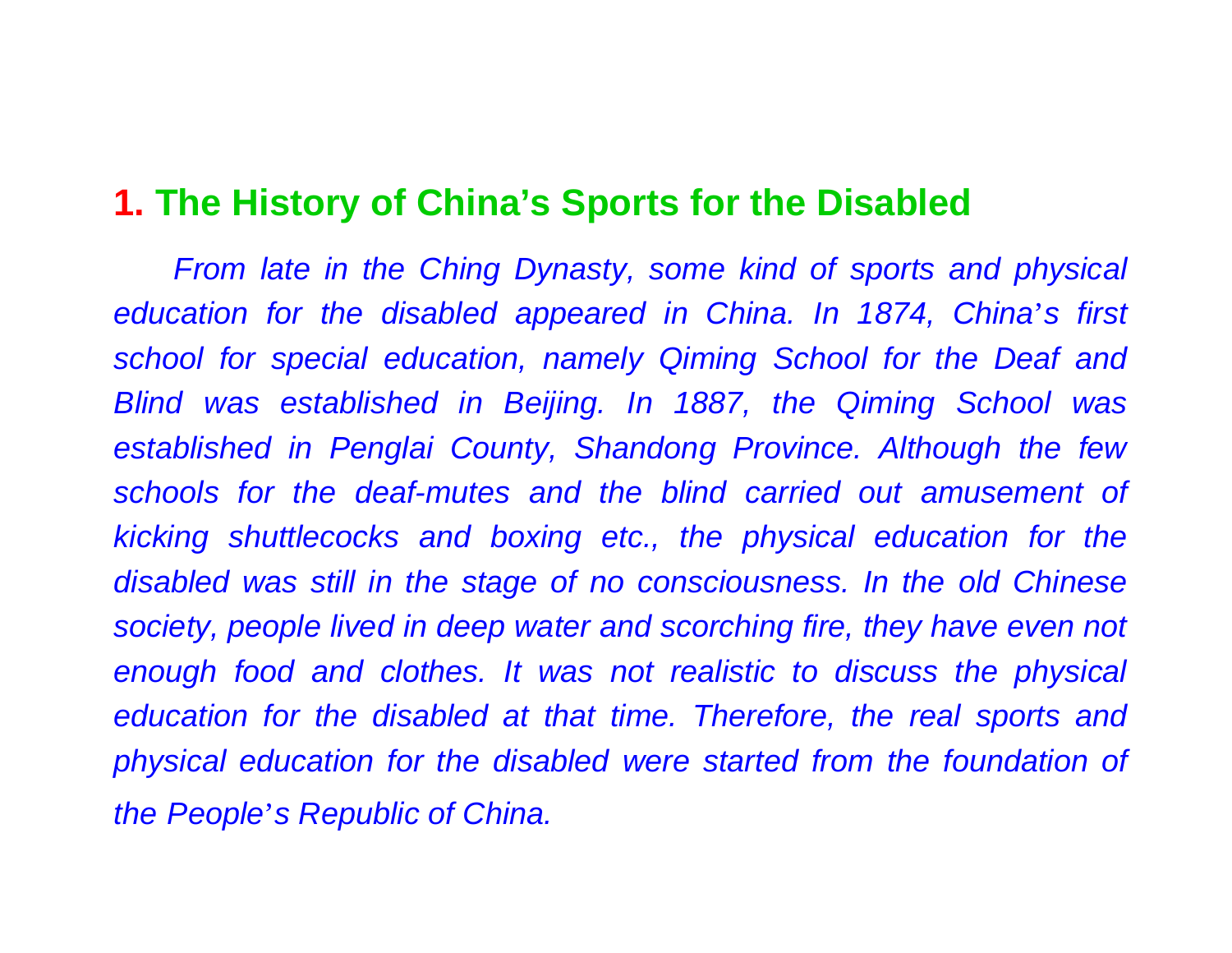## 1. The History of China's Sports for the Disabled

*From late in the Ching Dynasty, some kind of sports and physical education for the disabled appeared in China. In 1874, China's first school for special education, namely Qiming School for the Deaf and Blind was established in Beijing. In 1887, the Qiming School was established in Penglai County, Shandong Province. Although the few schools for the deaf-mutes and the blind carried out amusement of kicking shuttlecocks and boxing etc., the physical education for the disabled was still in the stage of no consciousness. In the old Chinese society, people lived in deep water and scorching fire, they have even not enough food and clothes. It was not realistic to discuss the physical education for the disabled at that time. Therefore, the real sports and physical education for the disabled were started from the foundation of the People's Republic of China.*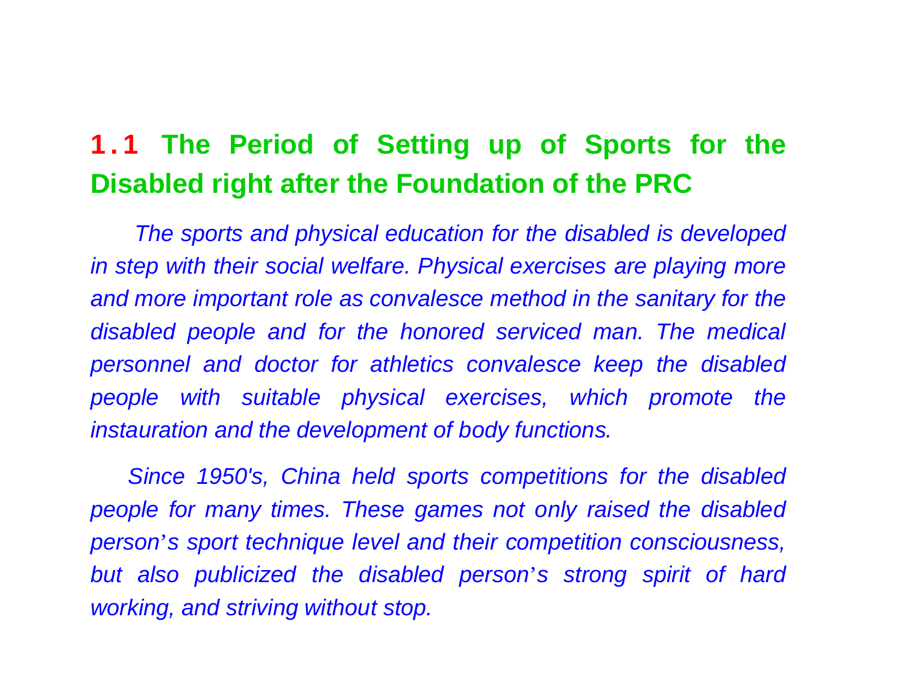## 1.1 The Period of Setting up of Sports for the Disabled right after the Foundation of the PRC

*The sports and physical education for the disabled is developed in step with their social welfare. Physical exercises are playing more and more important role as convalesce method in the sanitary for the disabled people and for the honored serviced man. The medical personnel and doctor for athletics convalesce keep the disabled people with suitable physical exercises, which promote the instauration and the development of body functions.*

*Since 1950's, China held sports competitions for the disabled people for many times. These games not only raised the disabled person's sport technique level and their competition consciousness, but also publicized the disabled person's strong spirit of hard working, and striving without stop.*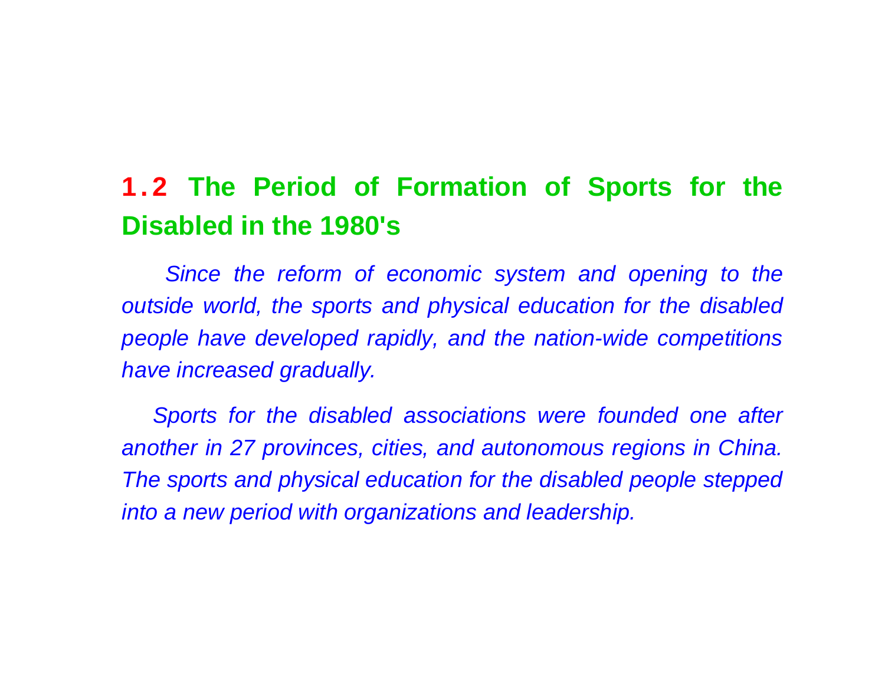## 1.2 The Period of Formation of Sports for the Disabled in the 1980's

*Since the reform of economic system and opening to the outside world, the sports and physical education for the disabled people have developed rapidly, and the nation-wide competitions have increased gradually.*

*Sports for the disabled associations were founded one after another in 27 provinces, cities, and autonomous regions in China. The sports and physical education for the disabled people stepped into a new period with organizations and leadership.*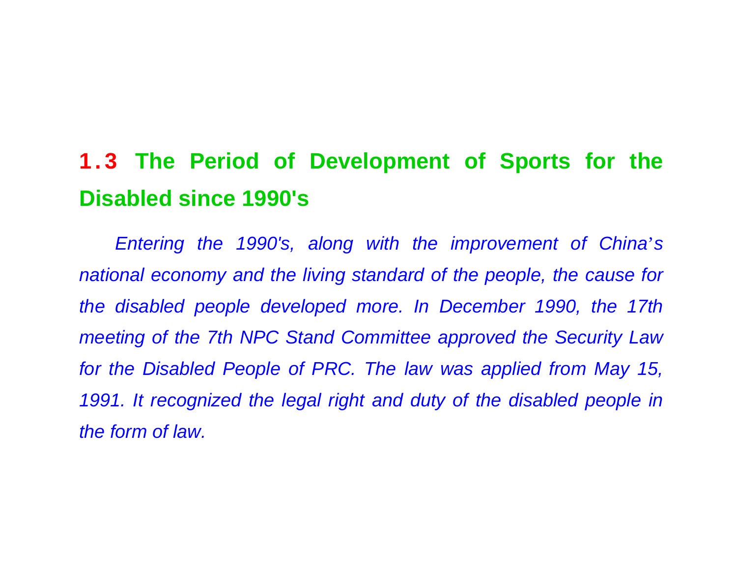## 1.3 The Period of Development of Sports for the Disabled since 1990's

*Entering the 1990's, along with the improvement of China's national economy and the living standard of the people, the cause for the disabled people developed more. In December 1990, the 17th meeting of the 7th NPC Stand Committee approved the Security Law for the Disabled People of PRC. The law was applied from May 15, 1991. It recognized the legal right and duty of the disabled people in the form of law.*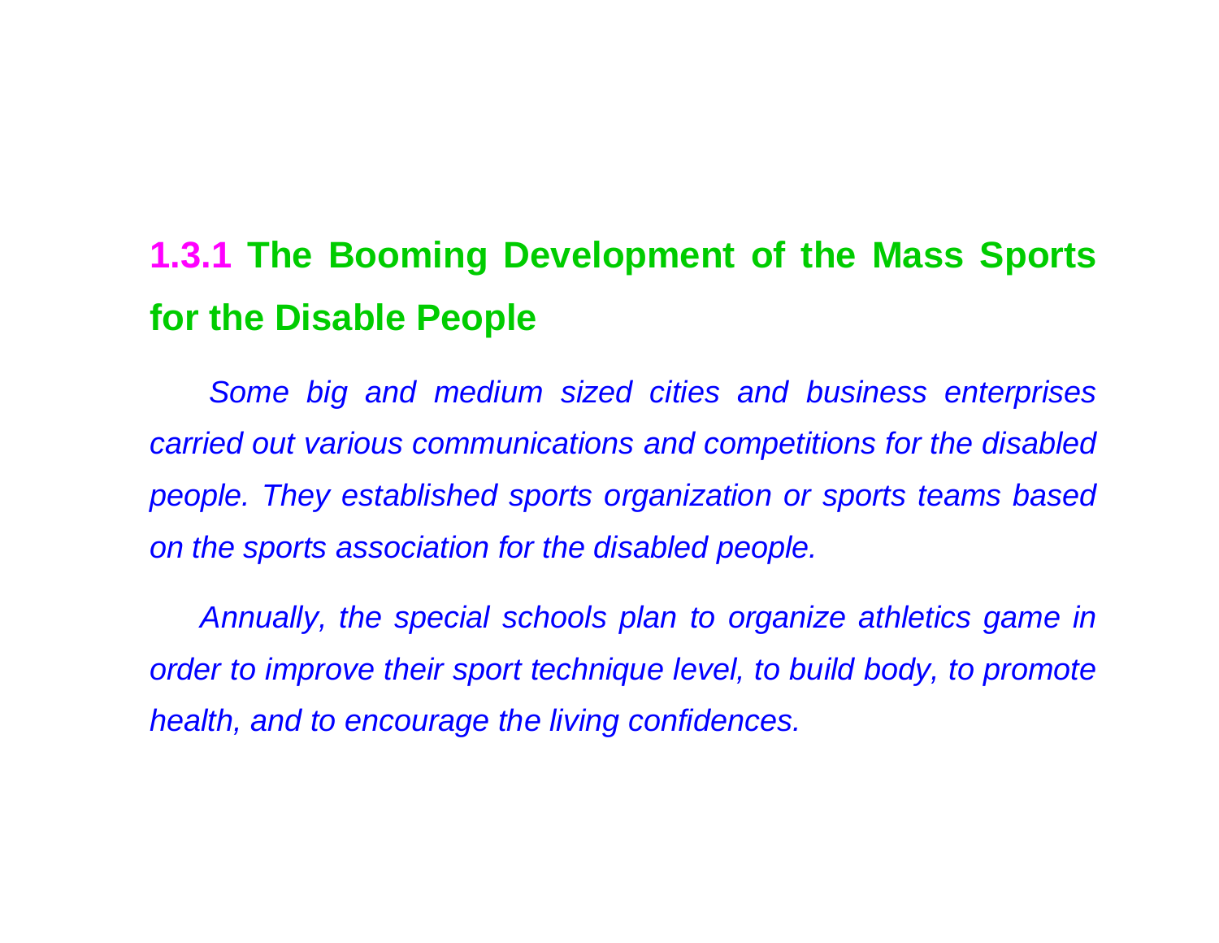### 1.3.1 The Booming Development of the Mass Sports for the Disable People

*Some big and medium sized cities and business enterprises carried out various communications and competitions for the disabled people. They established sports organization or sports teams based on the sports association for the disabled people.*

*Annually, the special schools plan to organize athletics game in order to improve their sport technique level, to build body, to promote health, and to encourage the living confidences.*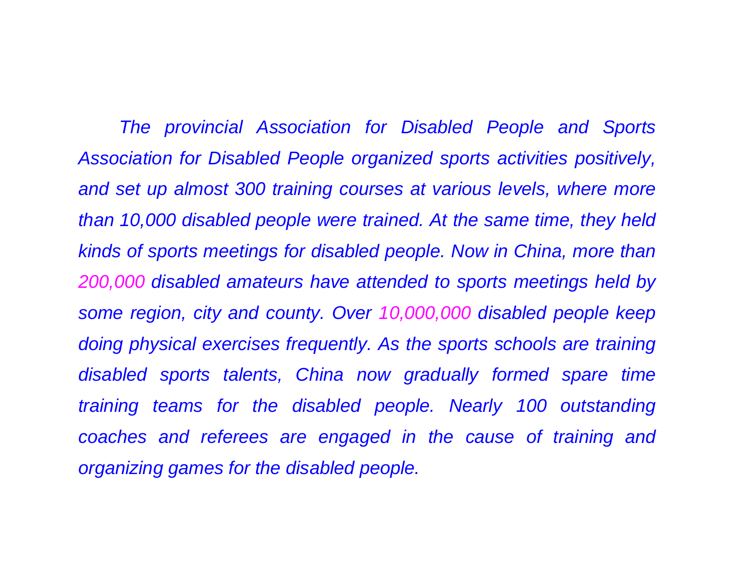*The provincial Association for Disabled People and Sports Association for Disabled People organized sports activities positively, and set up almost 300 training courses at various levels, where more than 10,000 disabled people were trained. At the same time, they held kinds of sports meetings for disabled people. Now in China, more than 200,000 disabled amateurs have attended to sports meetings held by some region, city and county. Over 10,000,000 disabled people keep doing physical exercises frequently. As the sports schools are training disabled sports talents, China now gradually formed spare time training teams for the disabled people. Nearly 100 outstanding coaches and referees are engaged in the cause of training and organizing games for the disabled people.*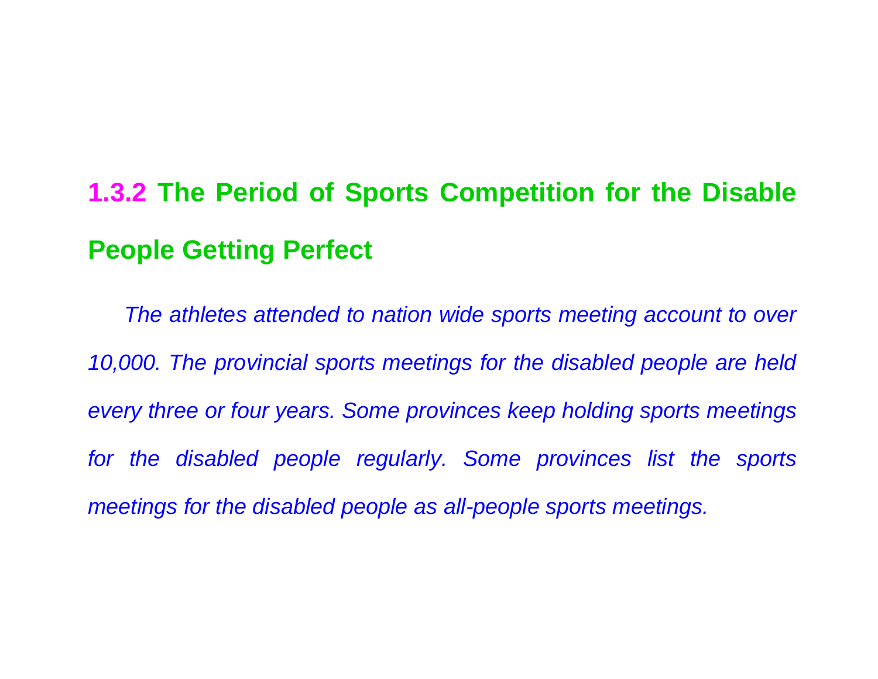### 1.3.2 The Period of Sports Competition for the Disable People Getting Perfect

*The athletes attended to nation wide sports meeting account to over 10,000. The provincial sports meetings for the disabled people are held every three or four years. Some provinces keep holding sports meetings for the disabled people regularly. Some provinces list the sports meetings for the disabled people as all-people sports meetings.*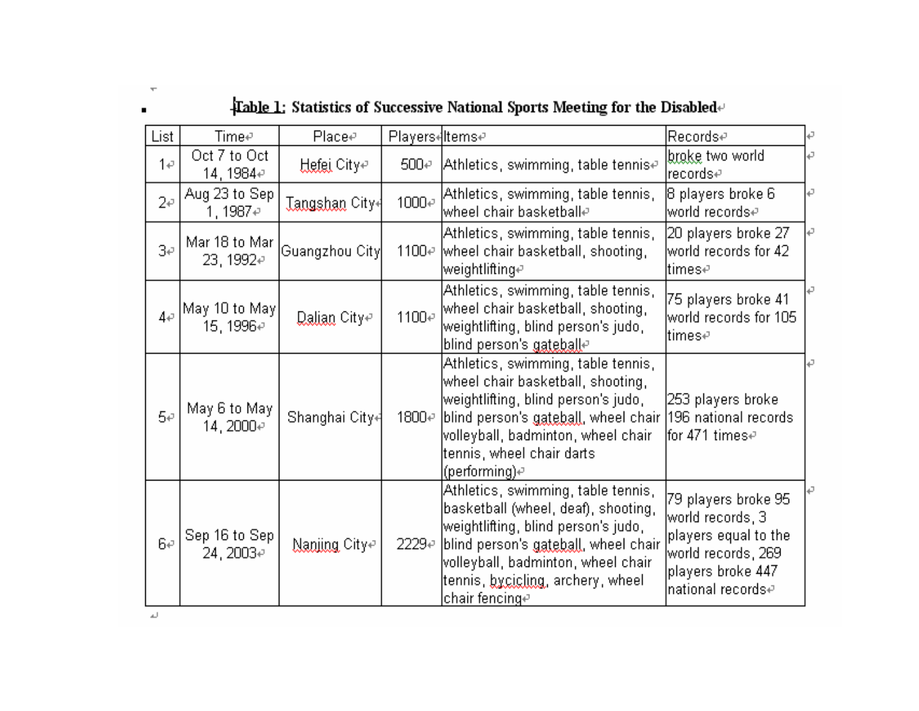**Table 1: Statistics of Successive National Sports Meeting for the Disabled**

| List | Time | Place | Players | Items | Records |
|---|---|---|---|---|---|
| 1 | Oct 7 to Oct 14, 1984 | Hefei City | 500 | Athletics, swimming, table tennis | broke two world records |
| 2 | Aug 23 to Sep 1, 1987 | Tangshan City | 1000 | Athletics, swimming, table tennis, wheel chair basketball | 8 players broke 6 world records |
| 3 | Mar 18 to Mar 23, 1992 | Guangzhou City | 1100 | Athletics, swimming, table tennis, wheel chair basketball, shooting, weightlifting | 20 players broke 27 world records for 42 times |
| 4 | May 10 to May 15, 1996 | Dalian City | 1100 | Athletics, swimming, table tennis, wheel chair basketball, shooting, weightlifting, blind person's judo, blind person's gateball | 75 players broke 41 world records for 105 times |
| 5 | May 6 to May 14, 2000 | Shanghai City | 1800 | Athletics, swimming, table tennis, wheel chair basketball, shooting, weightlifting, blind person's judo, blind person's gateball, wheel chair volleyball, badminton, wheel chair tennis, wheel chair darts (performing) | 253 players broke 196 national records for 471 times |
| 6 | Sep 16 to Sep 24, 2003 | Nanjing City | 2229 | Athletics, swimming, table tennis, basketball (wheel, deaf), shooting, weightlifting, blind person's judo, blind person's gateball, wheel chair volleyball, badminton, wheel chair tennis, bycicling, archery, wheel chair fencing | 79 players broke 95 world records, 3 players equal to the world records, 269 players broke 447 national records |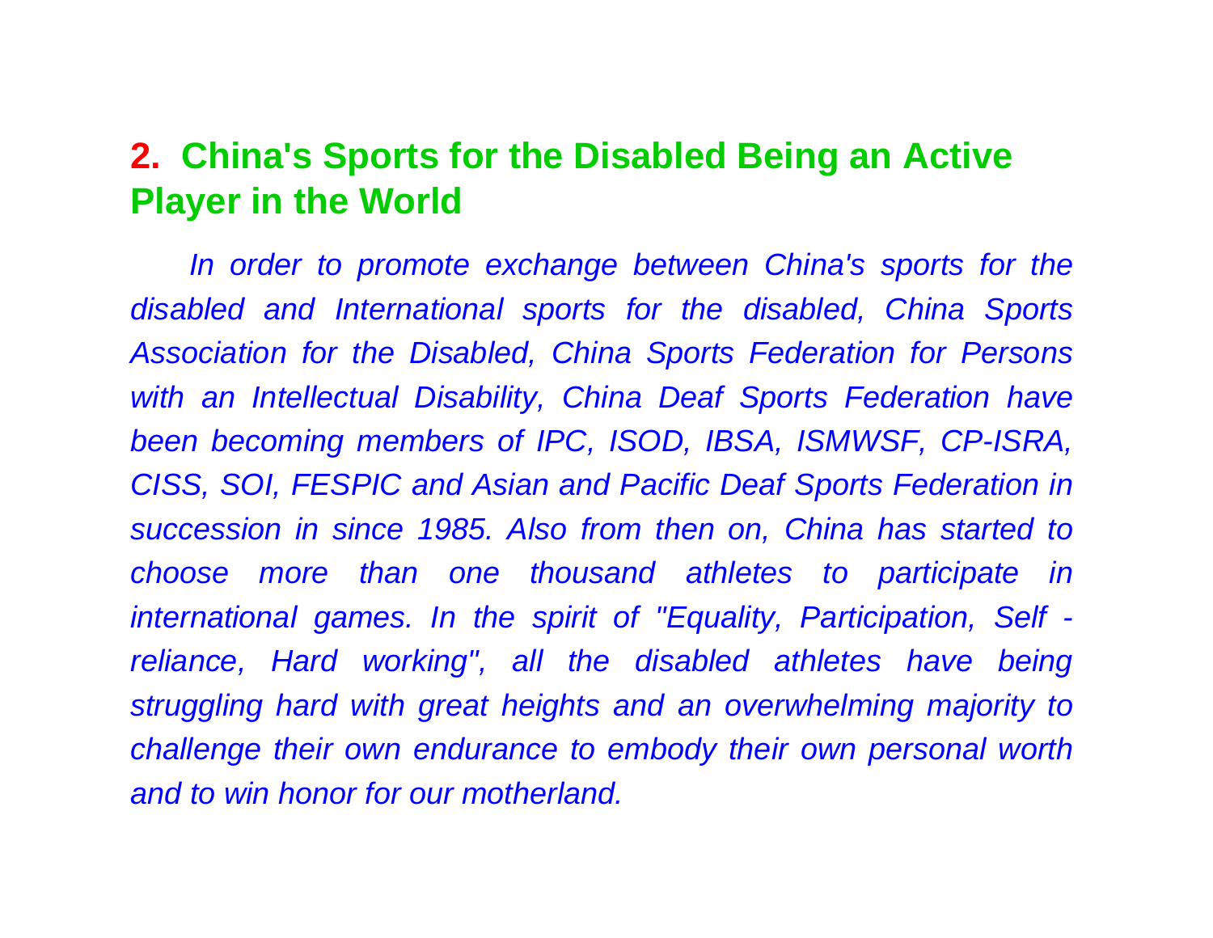## 2. China's Sports for the Disabled Being an Active Player in the World

*In order to promote exchange between China's sports for the disabled and International sports for the disabled, China Sports Association for the Disabled, China Sports Federation for Persons with an Intellectual Disability, China Deaf Sports Federation have been becoming members of IPC, ISOD, IBSA, ISMWSF, CP-ISRA, CISS, SOI, FESPIC and Asian and Pacific Deaf Sports Federation in succession in since 1985. Also from then on, China has started to choose more than one thousand athletes to participate in international games. In the spirit of "Equality, Participation, Self - reliance, Hard working", all the disabled athletes have being struggling hard with great heights and an overwhelming majority to challenge their own endurance to embody their own personal worth and to win honor for our motherland.*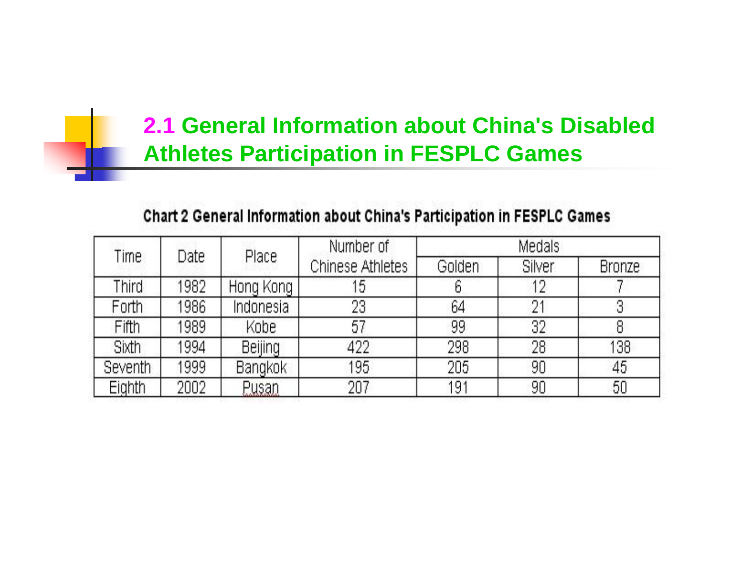## 2.1 General Information about China's Disabled Athletes Participation in FESPLC Games

**Chart 2 General Information about China's Participation in FESPLC Games**

| Time | Date | Place | Number of Chinese Athletes | Medals | | |
|---|---|---|---|---|---|---|
| | | | | Golden | Silver | Bronze |
| Third | 1982 | Hong Kong | 15 | 6 | 12 | 7 |
| Forth | 1986 | Indonesia | 23 | 64 | 21 | 3 |
| Fifth | 1989 | Kobe | 57 | 99 | 32 | 8 |
| Sixth | 1994 | Beijing | 422 | 298 | 28 | 138 |
| Seventh | 1999 | Bangkok | 195 | 205 | 90 | 45 |
| Eighth | 2002 | Pusan | 207 | 191 | 90 | 50 |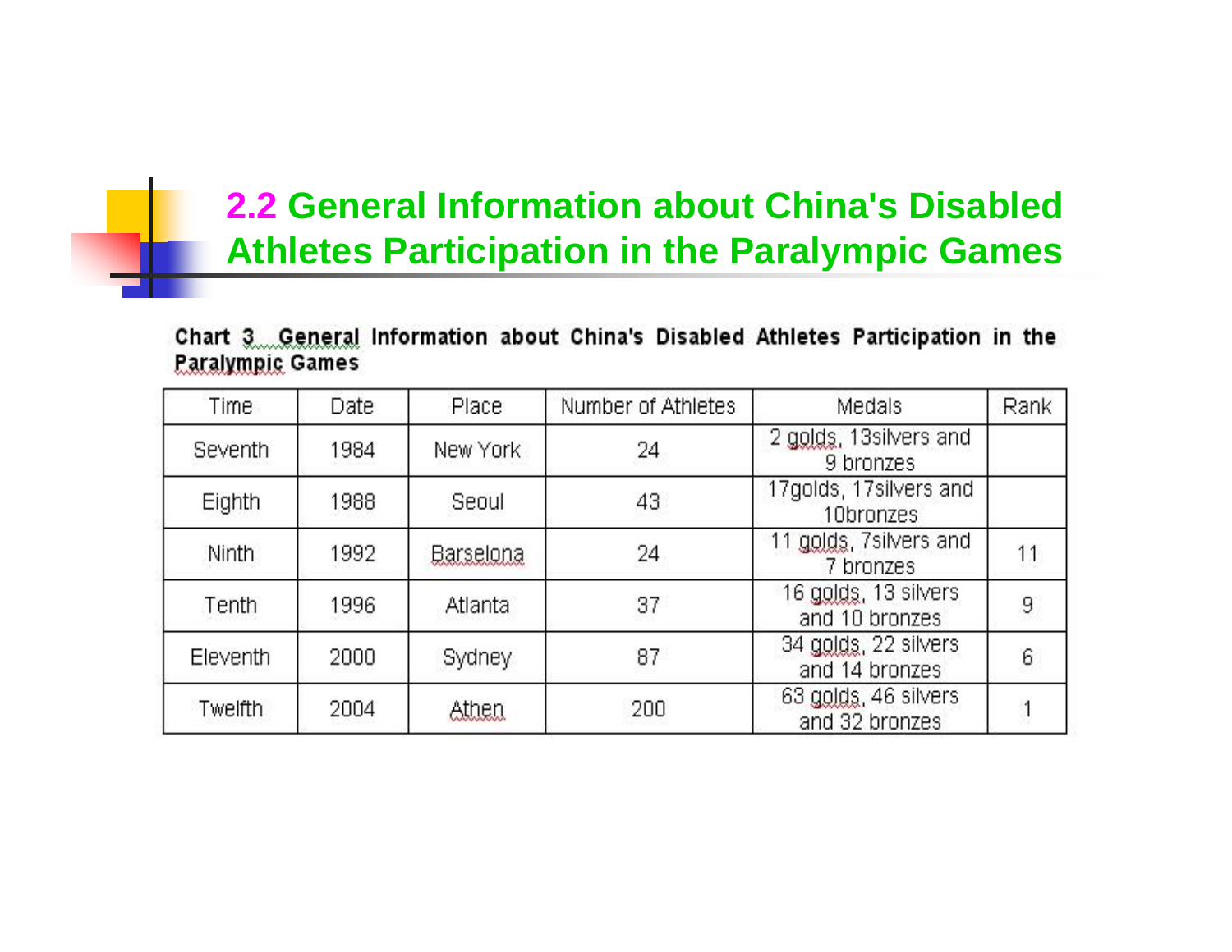## 2.2 General Information about China's Disabled Athletes Participation in the Paralympic Games

**Chart 3 General Information about China's Disabled Athletes Participation in the Paralympic Games**

| Time | Date | Place | Number of Athletes | Medals | Rank |
|---|---|---|---|---|---|
| Seventh | 1984 | New York | 24 | 2 golds, 13silvers and 9 bronzes | |
| Eighth | 1988 | Seoul | 43 | 17golds, 17silvers and 10bronzes | |
| Ninth | 1992 | Barselona | 24 | 11 golds, 7silvers and 7 bronzes | 11 |
| Tenth | 1996 | Atlanta | 37 | 16 golds, 13 silvers and 10 bronzes | 9 |
| Eleventh | 2000 | Sydney | 87 | 34 golds, 22 silvers and 14 bronzes | 6 |
| Twelfth | 2004 | Athen | 200 | 63 golds, 46 silvers and 32 bronzes | 1 |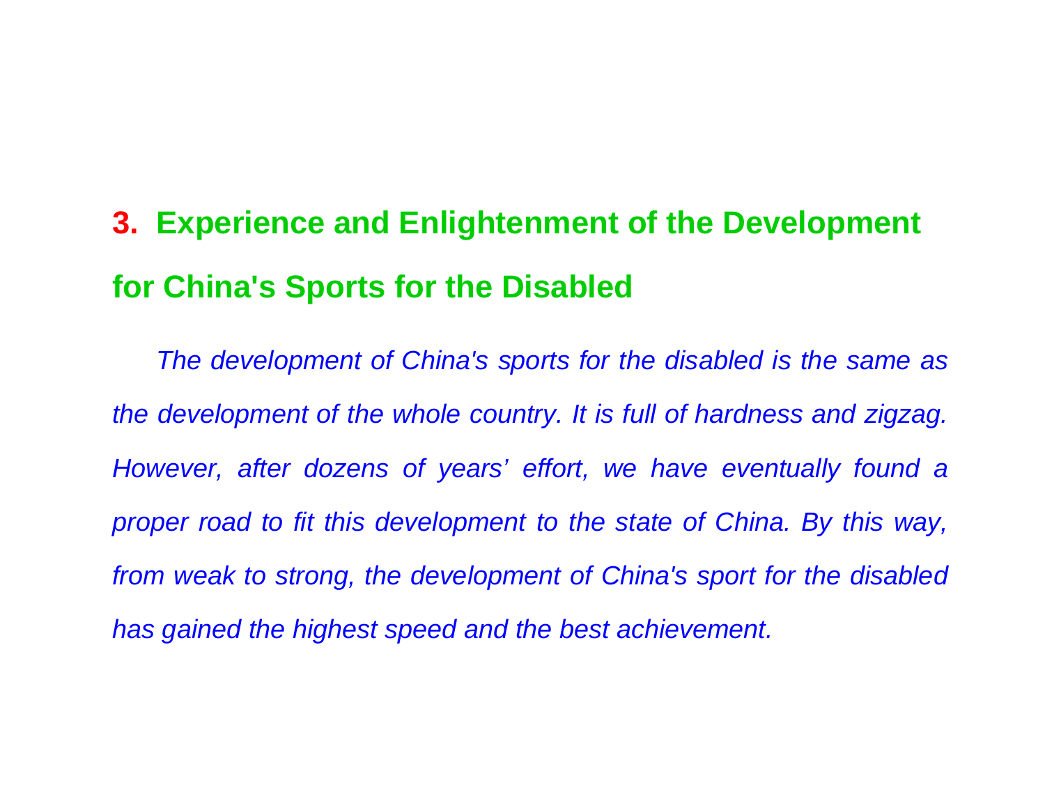## 3. Experience and Enlightenment of the Development for China's Sports for the Disabled

*The development of China's sports for the disabled is the same as the development of the whole country. It is full of hardness and zigzag. However, after dozens of years' effort, we have eventually found a proper road to fit this development to the state of China. By this way, from weak to strong, the development of China's sport for the disabled has gained the highest speed and the best achievement.*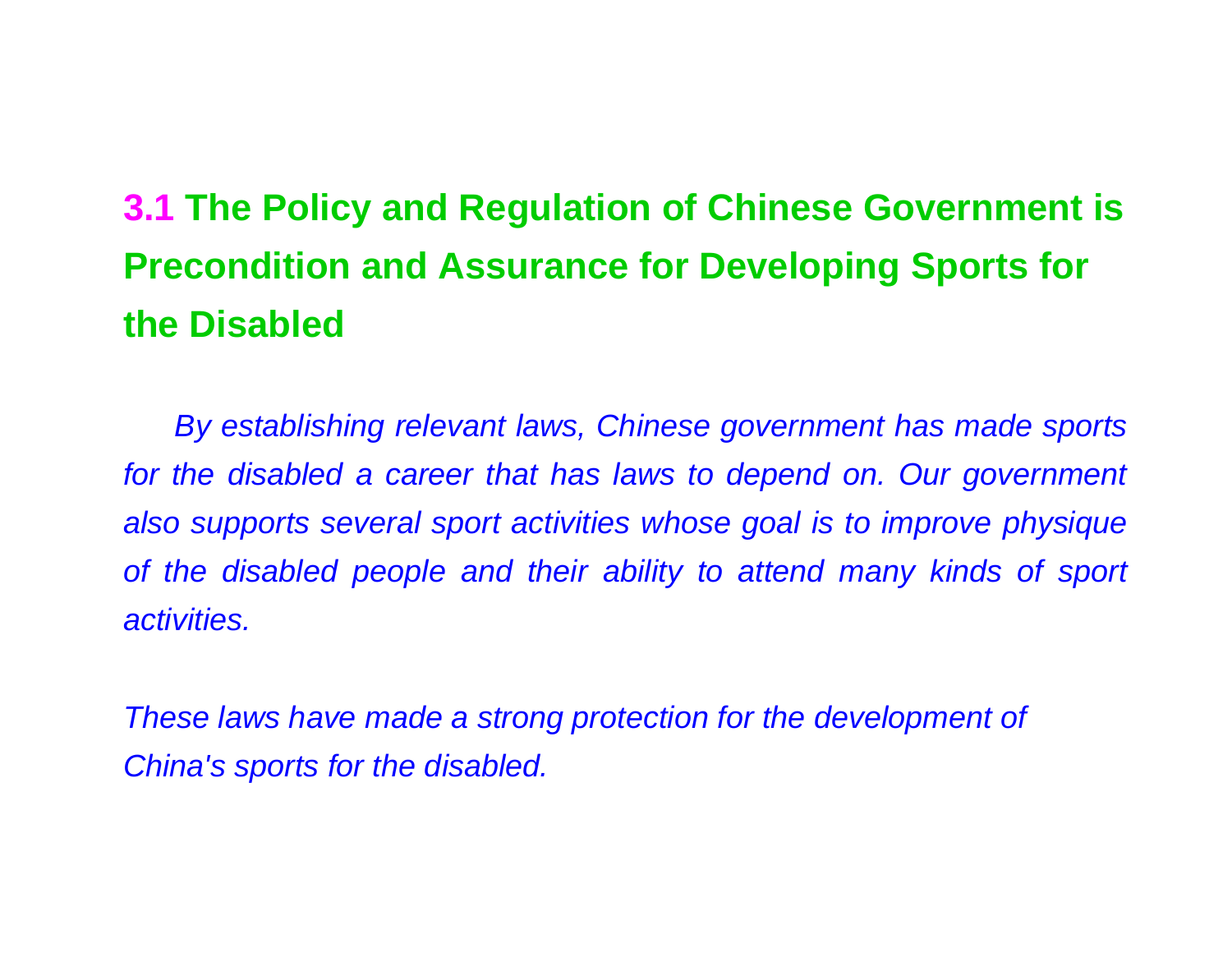## 3.1 The Policy and Regulation of Chinese Government is Precondition and Assurance for Developing Sports for the Disabled

*By establishing relevant laws, Chinese government has made sports for the disabled a career that has laws to depend on. Our government also supports several sport activities whose goal is to improve physique of the disabled people and their ability to attend many kinds of sport activities.*

*These laws have made a strong protection for the development of China's sports for the disabled.*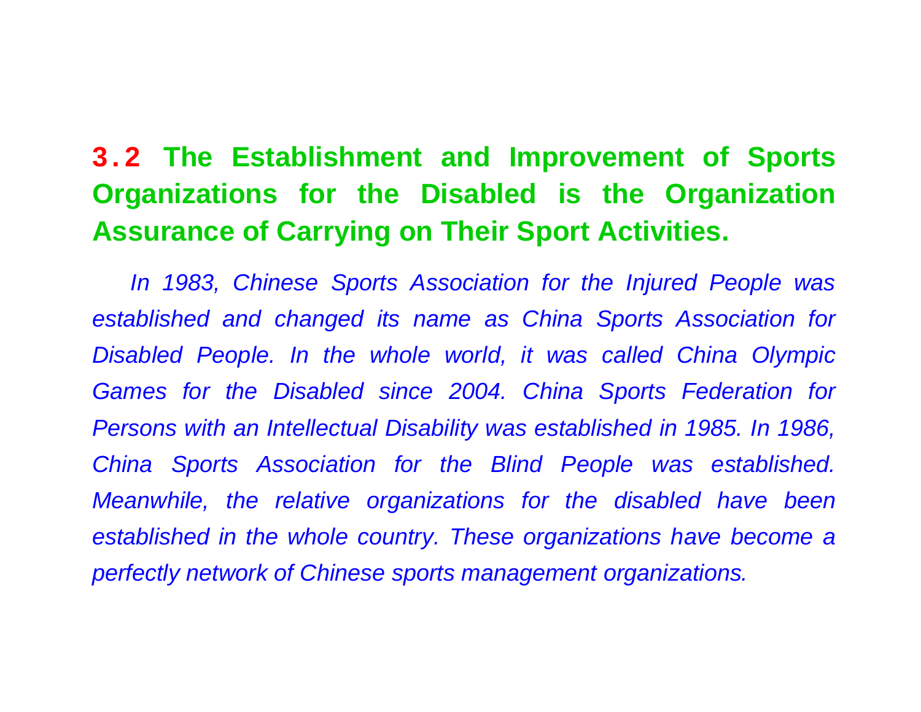## 3.2 The Establishment and Improvement of Sports Organizations for the Disabled is the Organization Assurance of Carrying on Their Sport Activities.

*In 1983, Chinese Sports Association for the Injured People was established and changed its name as China Sports Association for Disabled People. In the whole world, it was called China Olympic Games for the Disabled since 2004. China Sports Federation for Persons with an Intellectual Disability was established in 1985. In 1986, China Sports Association for the Blind People was established. Meanwhile, the relative organizations for the disabled have been established in the whole country. These organizations have become a perfectly network of Chinese sports management organizations.*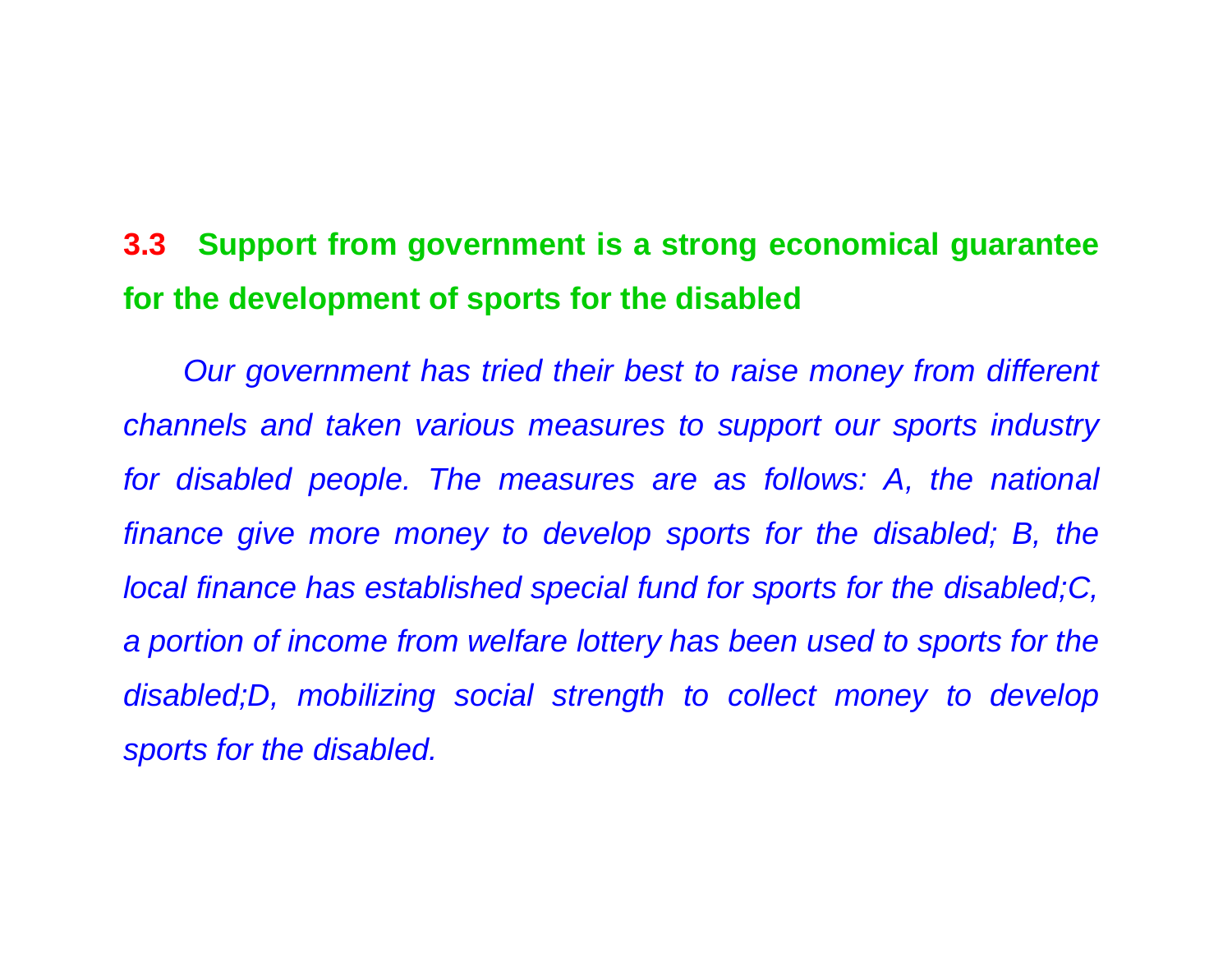### 3.3 Support from government is a strong economical guarantee for the development of sports for the disabled

*Our government has tried their best to raise money from different channels and taken various measures to support our sports industry for disabled people. The measures are as follows: A, the national finance give more money to develop sports for the disabled; B, the local finance has established special fund for sports for the disabled;C, a portion of income from welfare lottery has been used to sports for the disabled;D, mobilizing social strength to collect money to develop sports for the disabled.*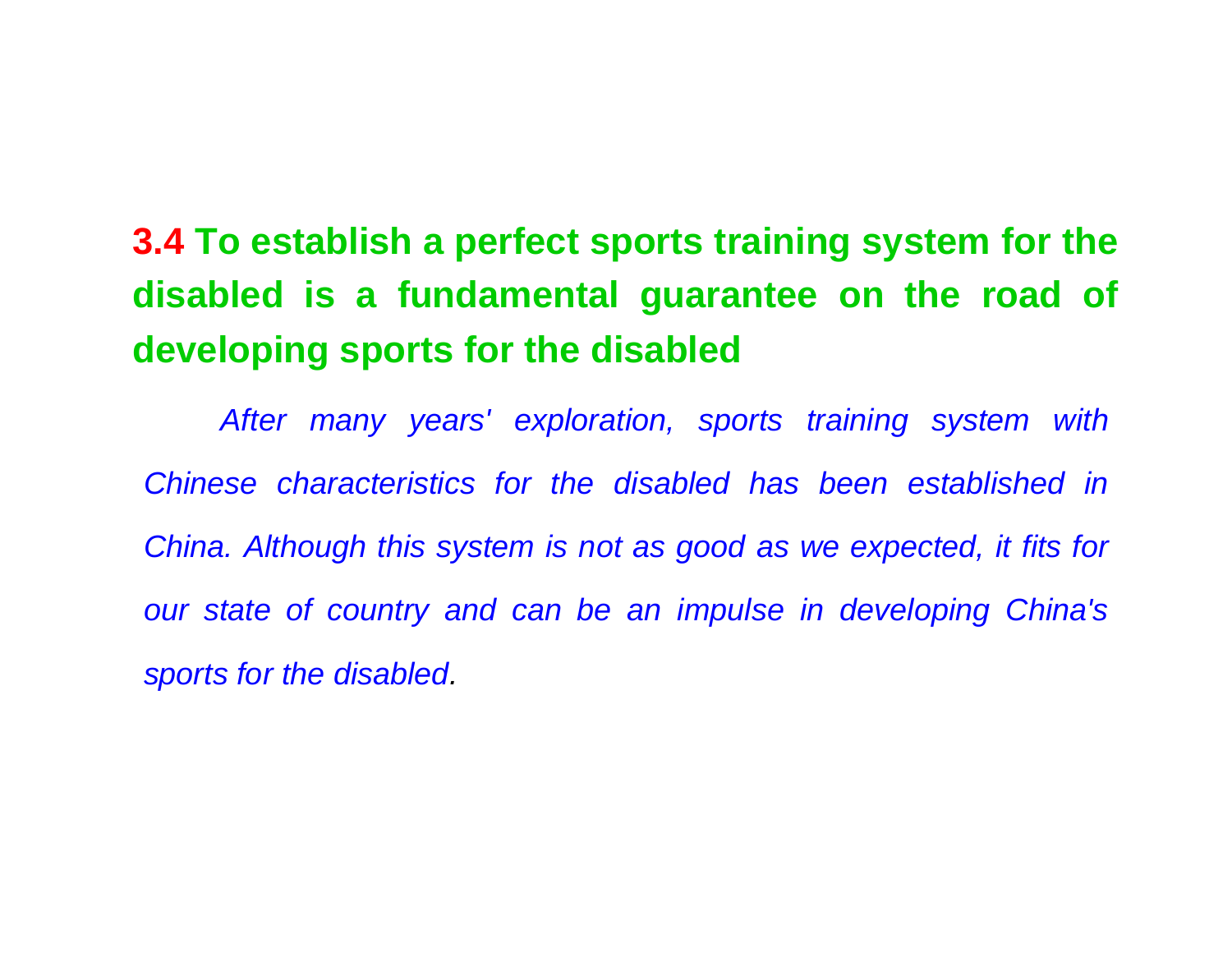## 3.4 To establish a perfect sports training system for the disabled is a fundamental guarantee on the road of developing sports for the disabled

*After many years' exploration, sports training system with Chinese characteristics for the disabled has been established in China. Although this system is not as good as we expected, it fits for our state of country and can be an impulse in developing China's sports for the disabled.*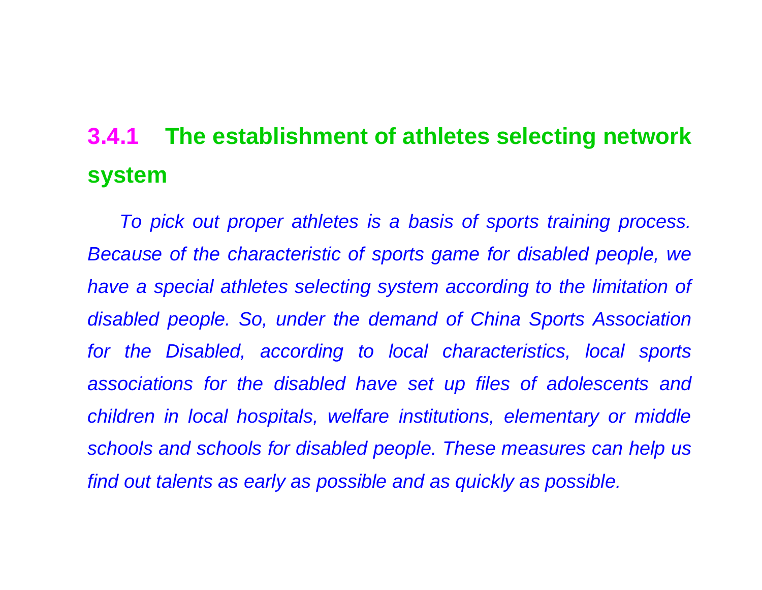### 3.4.1 The establishment of athletes selecting network system

*To pick out proper athletes is a basis of sports training process. Because of the characteristic of sports game for disabled people, we have a special athletes selecting system according to the limitation of disabled people. So, under the demand of China Sports Association for the Disabled, according to local characteristics, local sports associations for the disabled have set up files of adolescents and children in local hospitals, welfare institutions, elementary or middle schools and schools for disabled people. These measures can help us find out talents as early as possible and as quickly as possible.*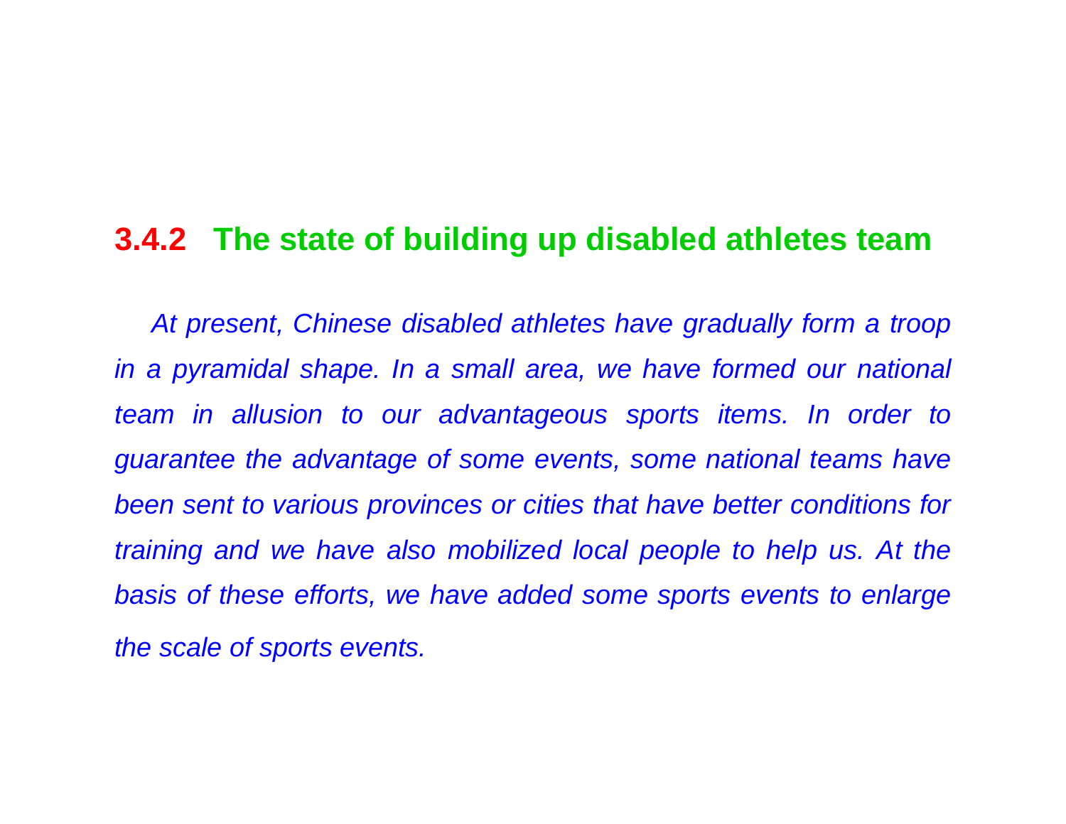### 3.4.2 The state of building up disabled athletes team

*At present, Chinese disabled athletes have gradually form a troop in a pyramidal shape. In a small area, we have formed our national team in allusion to our advantageous sports items. In order to guarantee the advantage of some events, some national teams have been sent to various provinces or cities that have better conditions for training and we have also mobilized local people to help us. At the basis of these efforts, we have added some sports events to enlarge the scale of sports events.*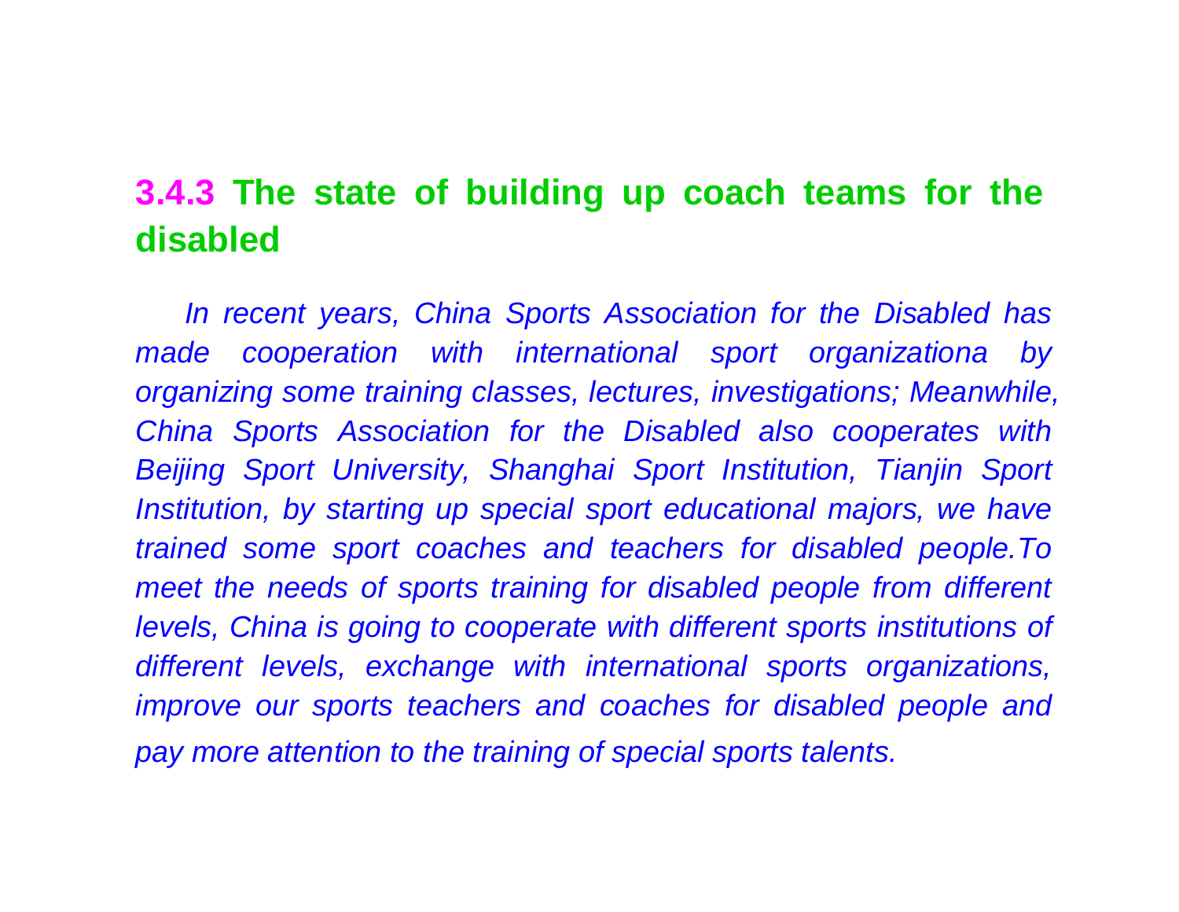### 3.4.3 The state of building up coach teams for the disabled

*In recent years, China Sports Association for the Disabled has made cooperation with international sport organizationa by organizing some training classes, lectures, investigations; Meanwhile, China Sports Association for the Disabled also cooperates with Beijing Sport University, Shanghai Sport Institution, Tianjin Sport Institution, by starting up special sport educational majors, we have trained some sport coaches and teachers for disabled people.To meet the needs of sports training for disabled people from different levels, China is going to cooperate with different sports institutions of different levels, exchange with international sports organizations, improve our sports teachers and coaches for disabled people and pay more attention to the training of special sports talents.*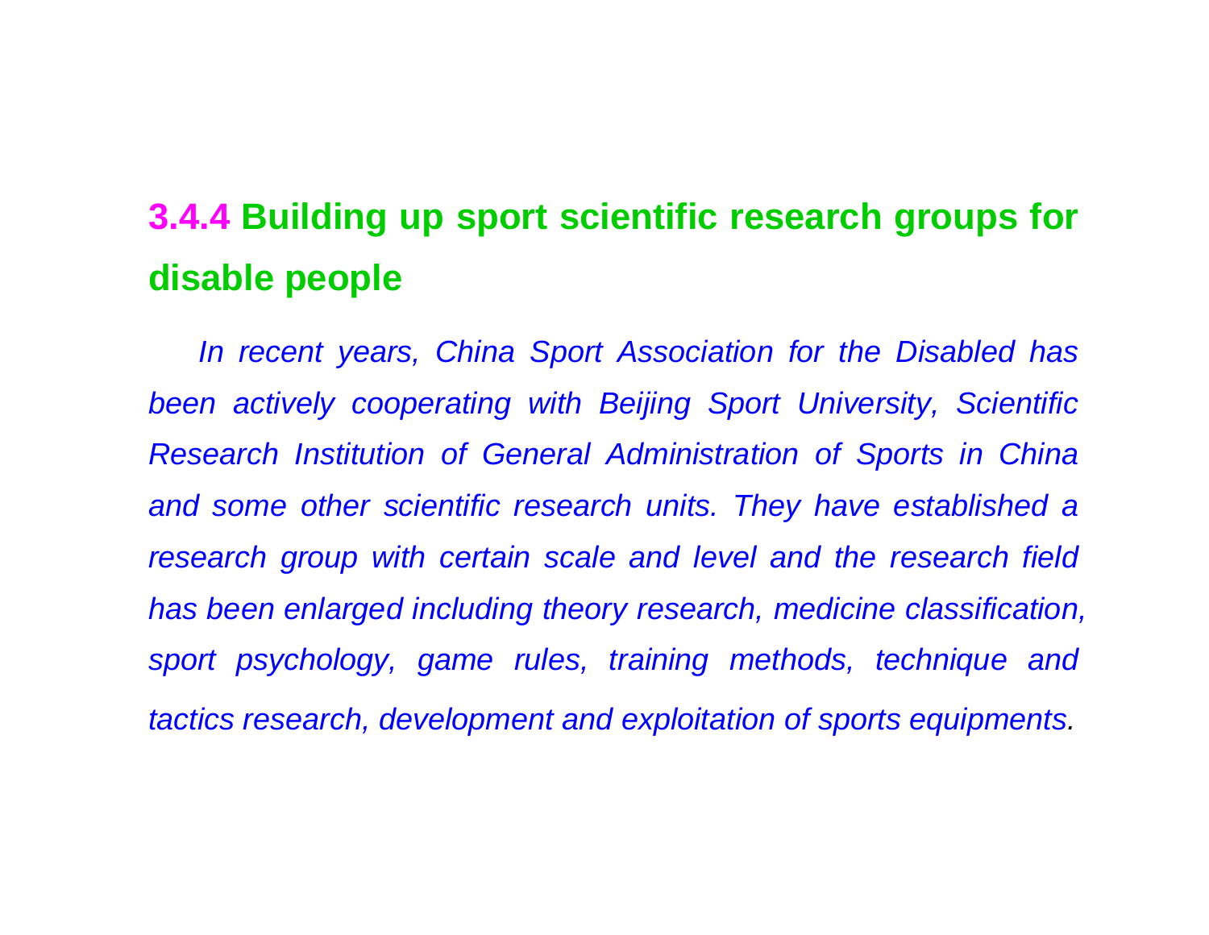### 3.4.4 Building up sport scientific research groups for disable people

*In recent years, China Sport Association for the Disabled has been actively cooperating with Beijing Sport University, Scientific Research Institution of General Administration of Sports in China and some other scientific research units. They have established a research group with certain scale and level and the research field has been enlarged including theory research, medicine classification, sport psychology, game rules, training methods, technique and tactics research, development and exploitation of sports equipments.*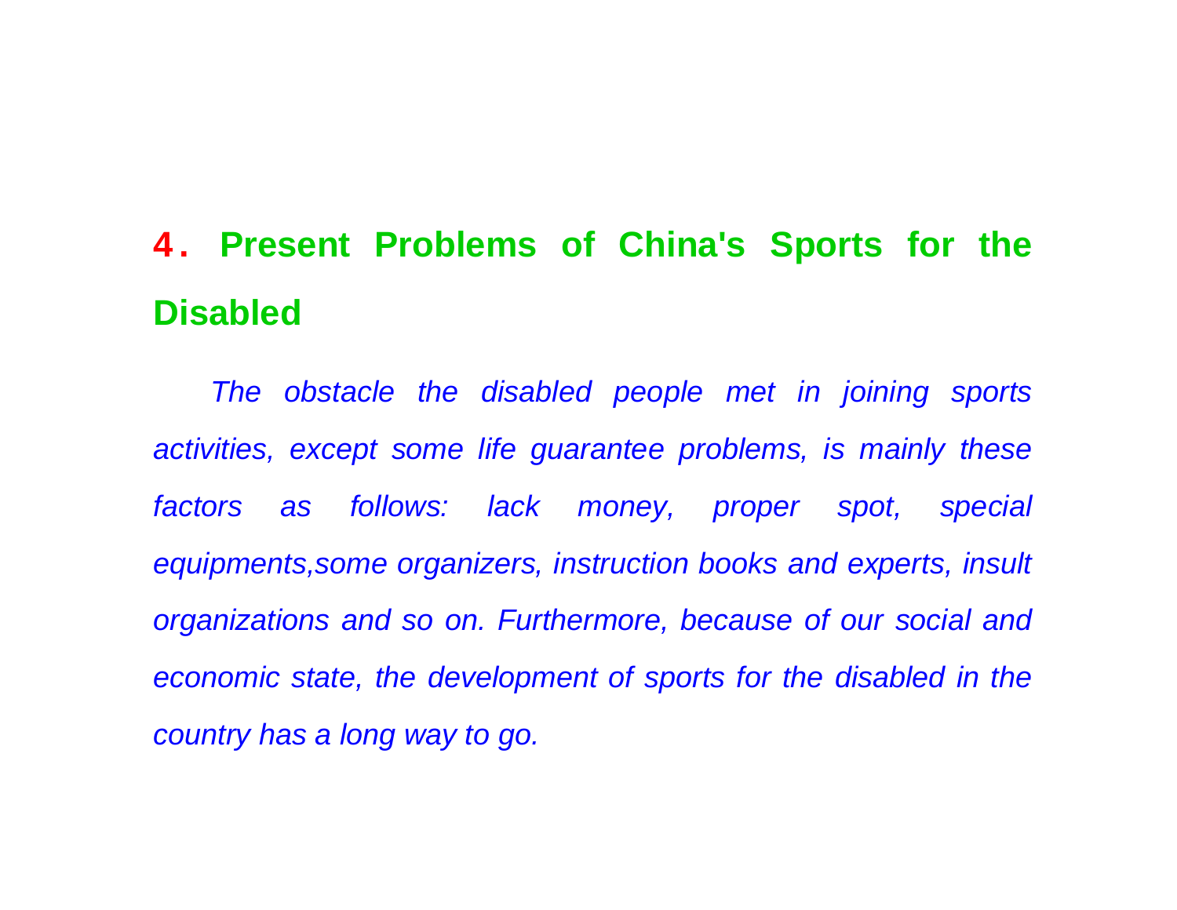## 4. Present Problems of China's Sports for the Disabled

*The obstacle the disabled people met in joining sports activities, except some life guarantee problems, is mainly these factors as follows: lack money, proper spot, special equipments,some organizers, instruction books and experts, insult organizations and so on. Furthermore, because of our social and economic state, the development of sports for the disabled in the country has a long way to go.*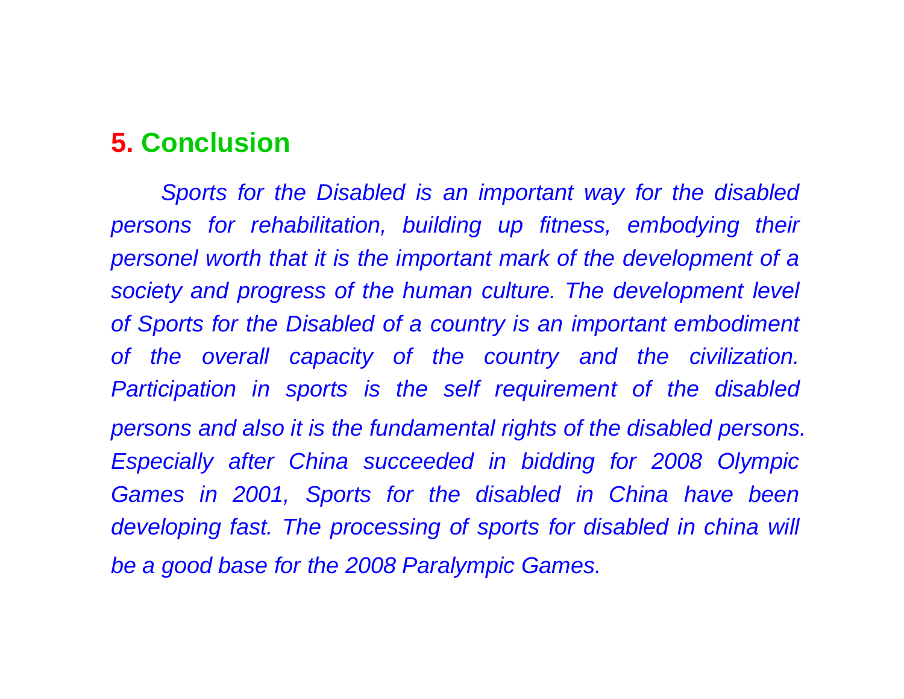## 5. Conclusion

*Sports for the Disabled is an important way for the disabled persons for rehabilitation, building up fitness, embodying their personel worth that it is the important mark of the development of a society and progress of the human culture. The development level of Sports for the Disabled of a country is an important embodiment of the overall capacity of the country and the civilization. Participation in sports is the self requirement of the disabled persons and also it is the fundamental rights of the disabled persons. Especially after China succeeded in bidding for 2008 Olympic Games in 2001, Sports for the disabled in China have been developing fast. The processing of sports for disabled in china will be a good base for the 2008 Paralympic Games.*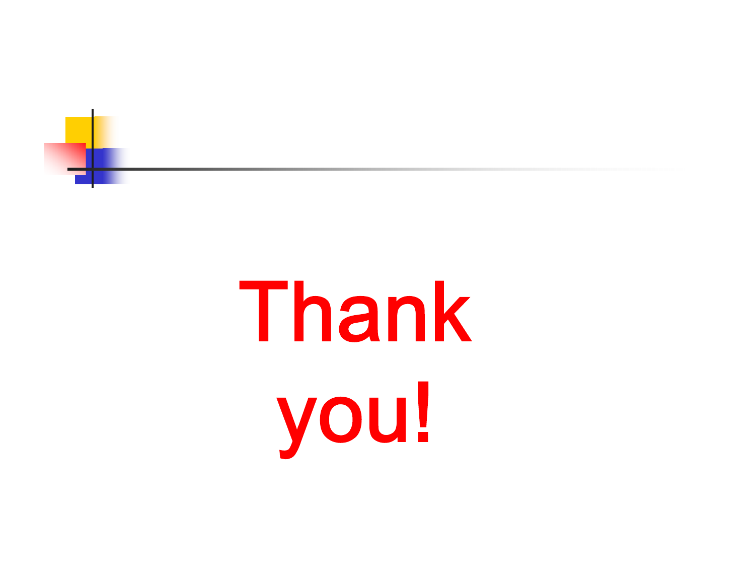Thank you!